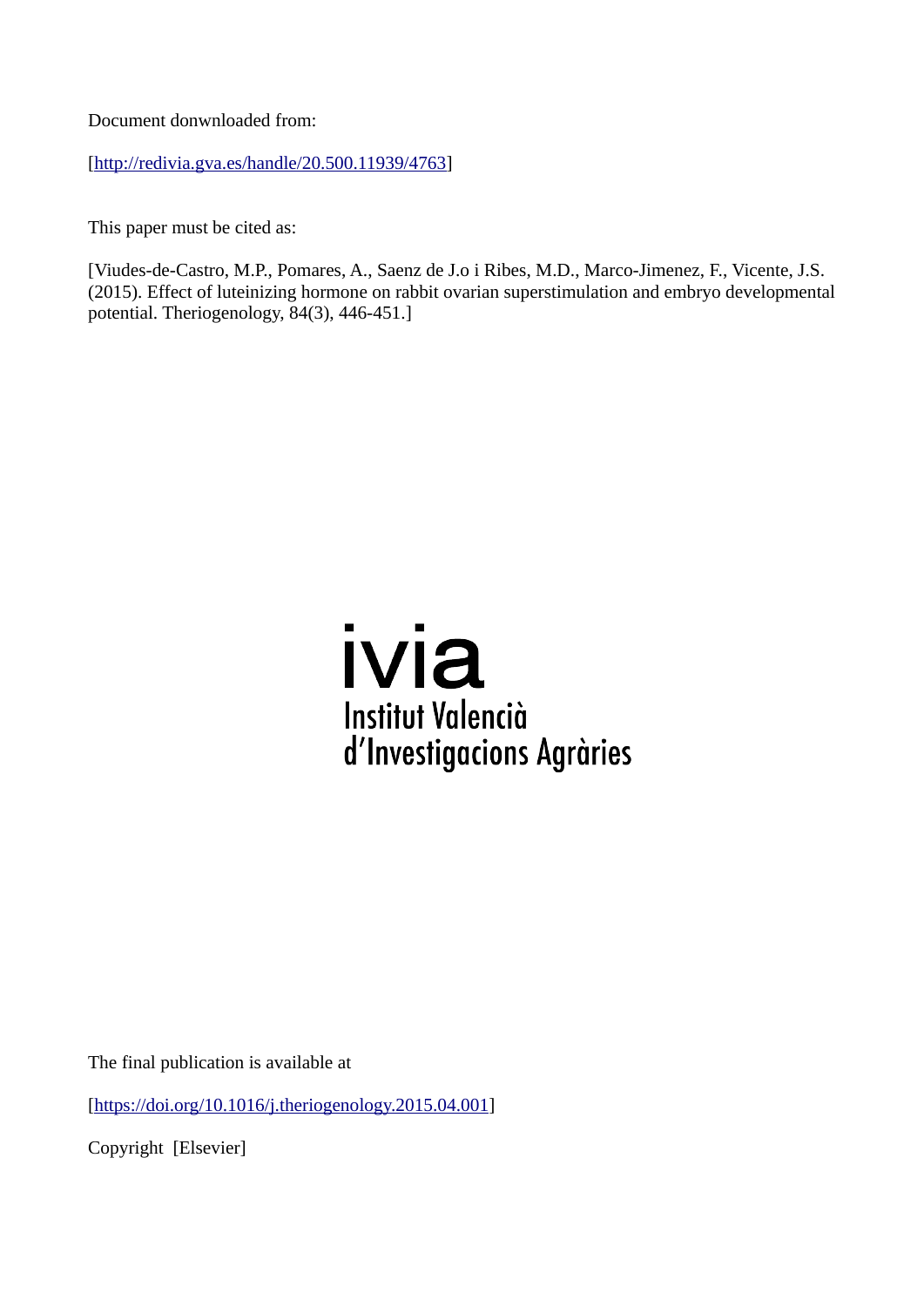Document donwnloaded from:

[http://redivia.gva.es/handle/20.500.11939/4763]

This paper must be cited as:

[Viudes-de-Castro, M.P., Pomares, A., Saenz de J.o i Ribes, M.D., Marco-Jimenez, F., Vicente, J.S. (2015). Effect of luteinizing hormone on rabbit ovarian superstimulation and embryo developmental potential. Theriogenology, 84(3), 446-451.]

ivia
Institut Valencià
d'Investigacions Agràries

The final publication is available at

[https://doi.org/10.1016/j.theriogenology.2015.04.001]

Copyright [Elsevier]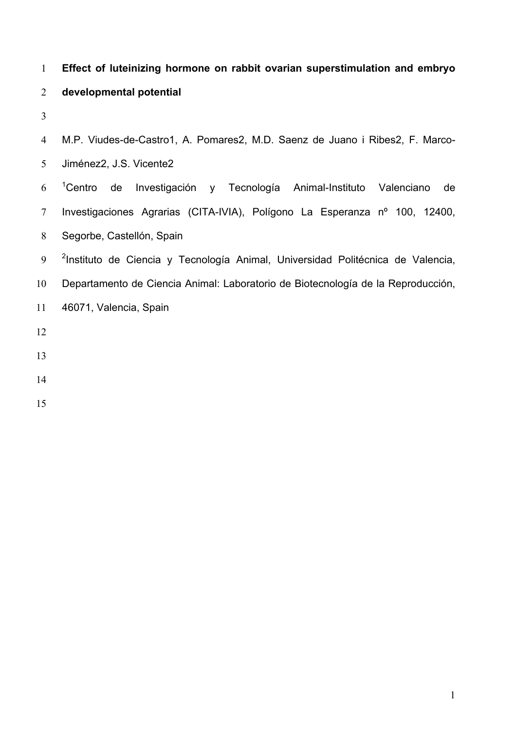# Effect of luteinizing hormone on rabbit ovarian superstimulation and embryo developmental potential

M.P. Viudes-de-Castro1, A. Pomares2, M.D. Saenz de Juano i Ribes2, F. Marco-Jiménez2, J.S. Vicente2

[1]Centro de Investigación y Tecnología Animal-Instituto Valenciano de Investigaciones Agrarias (CITA-IVIA), Polígono La Esperanza nº 100, 12400, Segorbe, Castellón, Spain

[2]Instituto de Ciencia y Tecnología Animal, Universidad Politécnica de Valencia, Departamento de Ciencia Animal: Laboratorio de Biotecnología de la Reproducción, 46071, Valencia, Spain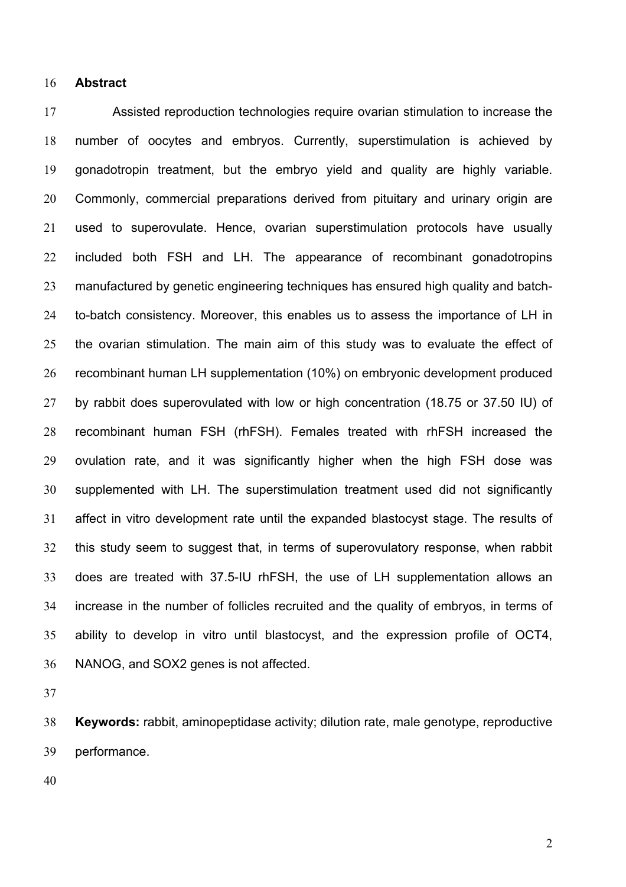## Abstract

Assisted reproduction technologies require ovarian stimulation to increase the number of oocytes and embryos. Currently, superstimulation is achieved by gonadotropin treatment, but the embryo yield and quality are highly variable. Commonly, commercial preparations derived from pituitary and urinary origin are used to superovulate. Hence, ovarian superstimulation protocols have usually included both FSH and LH. The appearance of recombinant gonadotropins manufactured by genetic engineering techniques has ensured high quality and batch-to-batch consistency. Moreover, this enables us to assess the importance of LH in the ovarian stimulation. The main aim of this study was to evaluate the effect of recombinant human LH supplementation (10%) on embryonic development produced by rabbit does superovulated with low or high concentration (18.75 or 37.50 IU) of recombinant human FSH (rhFSH). Females treated with rhFSH increased the ovulation rate, and it was significantly higher when the high FSH dose was supplemented with LH. The superstimulation treatment used did not significantly affect in vitro development rate until the expanded blastocyst stage. The results of this study seem to suggest that, in terms of superovulatory response, when rabbit does are treated with 37.5-IU rhFSH, the use of LH supplementation allows an increase in the number of follicles recruited and the quality of embryos, in terms of ability to develop in vitro until blastocyst, and the expression profile of OCT4, NANOG, and SOX2 genes is not affected.

**Keywords:** rabbit, aminopeptidase activity; dilution rate, male genotype, reproductive performance.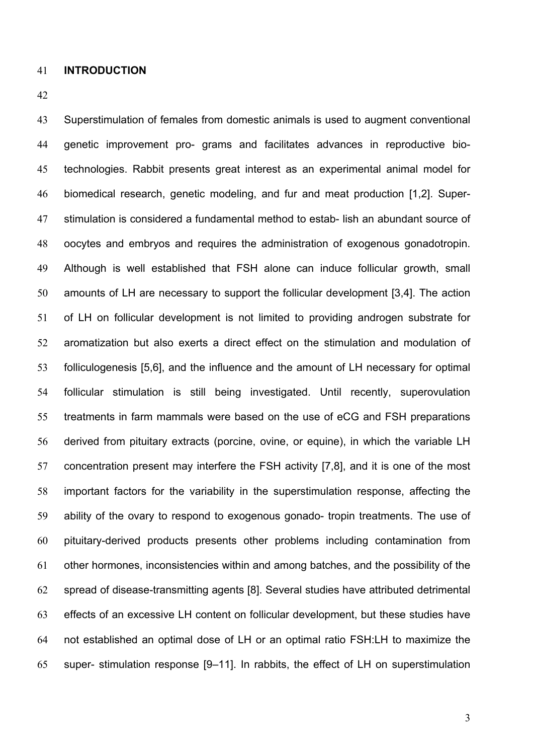## INTRODUCTION

Superstimulation of females from domestic animals is used to augment conventional genetic improvement pro- grams and facilitates advances in reproductive bio- technologies. Rabbit presents great interest as an experimental animal model for biomedical research, genetic modeling, and fur and meat production [1,2]. Super- stimulation is considered a fundamental method to estab- lish an abundant source of oocytes and embryos and requires the administration of exogenous gonadotropin. Although is well established that FSH alone can induce follicular growth, small amounts of LH are necessary to support the follicular development [3,4]. The action of LH on follicular development is not limited to providing androgen substrate for aromatization but also exerts a direct effect on the stimulation and modulation of folliculogenesis [5,6], and the influence and the amount of LH necessary for optimal follicular stimulation is still being investigated. Until recently, superovulation treatments in farm mammals were based on the use of eCG and FSH preparations derived from pituitary extracts (porcine, ovine, or equine), in which the variable LH concentration present may interfere the FSH activity [7,8], and it is one of the most important factors for the variability in the superstimulation response, affecting the ability of the ovary to respond to exogenous gonado- tropin treatments. The use of pituitary-derived products presents other problems including contamination from other hormones, inconsistencies within and among batches, and the possibility of the spread of disease-transmitting agents [8]. Several studies have attributed detrimental effects of an excessive LH content on follicular development, but these studies have not established an optimal dose of LH or an optimal ratio FSH:LH to maximize the super- stimulation response [9–11]. In rabbits, the effect of LH on superstimulation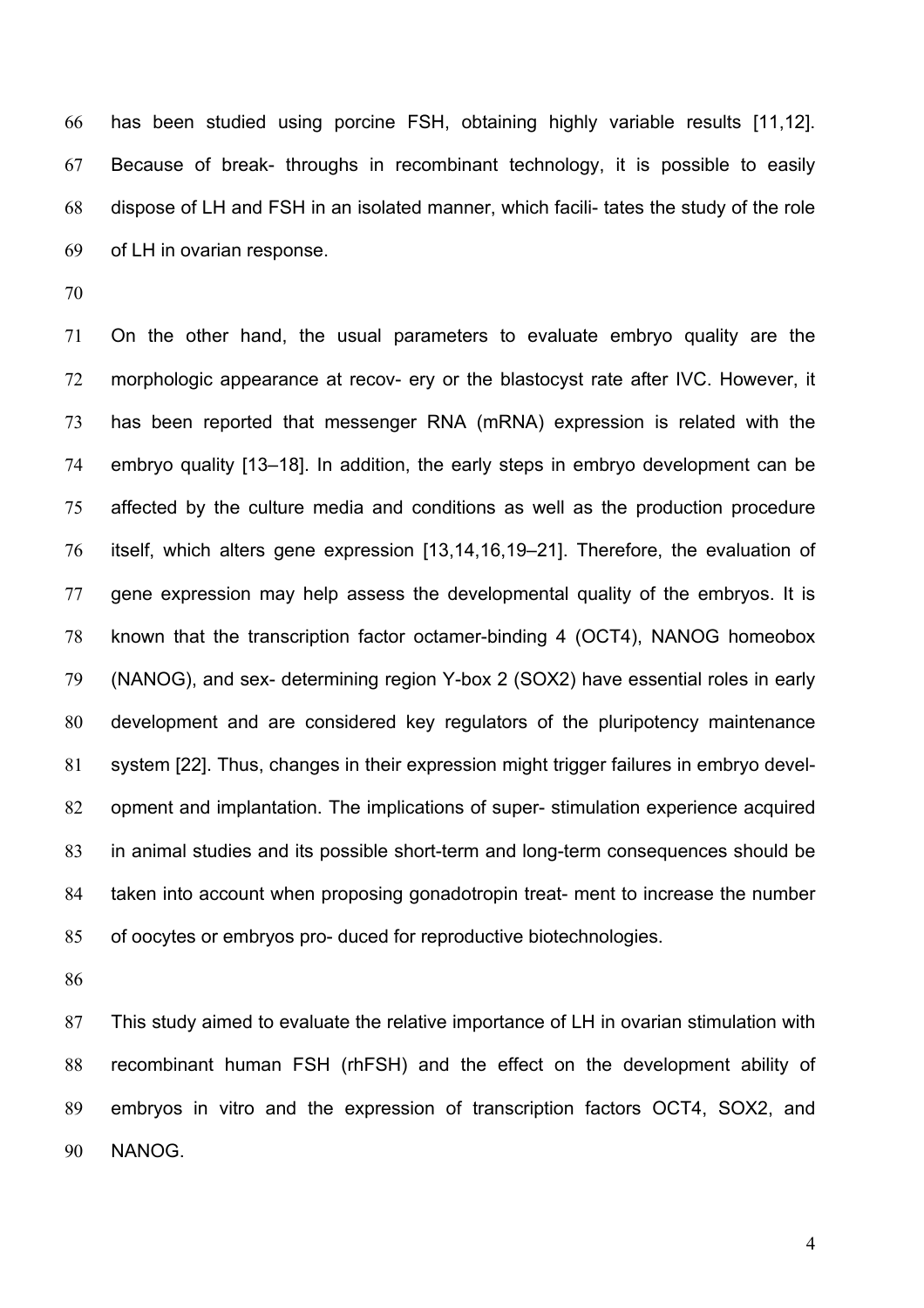has been studied using porcine FSH, obtaining highly variable results [11,12]. Because of break- throughs in recombinant technology, it is possible to easily dispose of LH and FSH in an isolated manner, which facili- tates the study of the role of LH in ovarian response.

On the other hand, the usual parameters to evaluate embryo quality are the morphologic appearance at recov- ery or the blastocyst rate after IVC. However, it has been reported that messenger RNA (mRNA) expression is related with the embryo quality [13–18]. In addition, the early steps in embryo development can be affected by the culture media and conditions as well as the production procedure itself, which alters gene expression [13,14,16,19–21]. Therefore, the evaluation of gene expression may help assess the developmental quality of the embryos. It is known that the transcription factor octamer-binding 4 (OCT4), NANOG homeobox (NANOG), and sex- determining region Y-box 2 (SOX2) have essential roles in early development and are considered key regulators of the pluripotency maintenance system [22]. Thus, changes in their expression might trigger failures in embryo devel- opment and implantation. The implications of super- stimulation experience acquired in animal studies and its possible short-term and long-term consequences should be taken into account when proposing gonadotropin treat- ment to increase the number of oocytes or embryos pro- duced for reproductive biotechnologies.

This study aimed to evaluate the relative importance of LH in ovarian stimulation with recombinant human FSH (rhFSH) and the effect on the development ability of embryos in vitro and the expression of transcription factors OCT4, SOX2, and NANOG.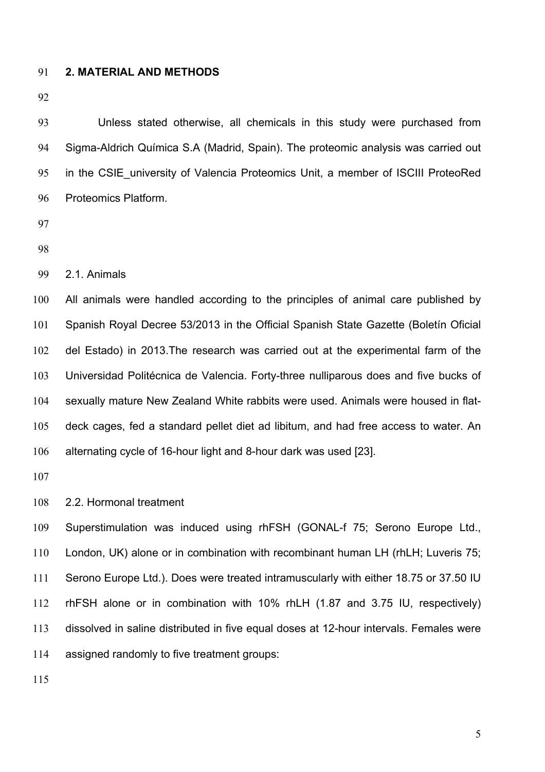## 2. MATERIAL AND METHODS

Unless stated otherwise, all chemicals in this study were purchased from Sigma-Aldrich Química S.A (Madrid, Spain). The proteomic analysis was carried out in the CSIE_university of Valencia Proteomics Unit, a member of ISCIII ProteoRed Proteomics Platform.

### 2.1. Animals

All animals were handled according to the principles of animal care published by Spanish Royal Decree 53/2013 in the Official Spanish State Gazette (Boletín Oficial del Estado) in 2013.The research was carried out at the experimental farm of the Universidad Politécnica de Valencia. Forty-three nulliparous does and five bucks of sexually mature New Zealand White rabbits were used. Animals were housed in flat-deck cages, fed a standard pellet diet ad libitum, and had free access to water. An alternating cycle of 16-hour light and 8-hour dark was used [23].

### 2.2. Hormonal treatment

Superstimulation was induced using rhFSH (GONAL-f 75; Serono Europe Ltd., London, UK) alone or in combination with recombinant human LH (rhLH; Luveris 75; Serono Europe Ltd.). Does were treated intramuscularly with either 18.75 or 37.50 IU rhFSH alone or in combination with 10% rhLH (1.87 and 3.75 IU, respectively) dissolved in saline distributed in five equal doses at 12-hour intervals. Females were assigned randomly to five treatment groups: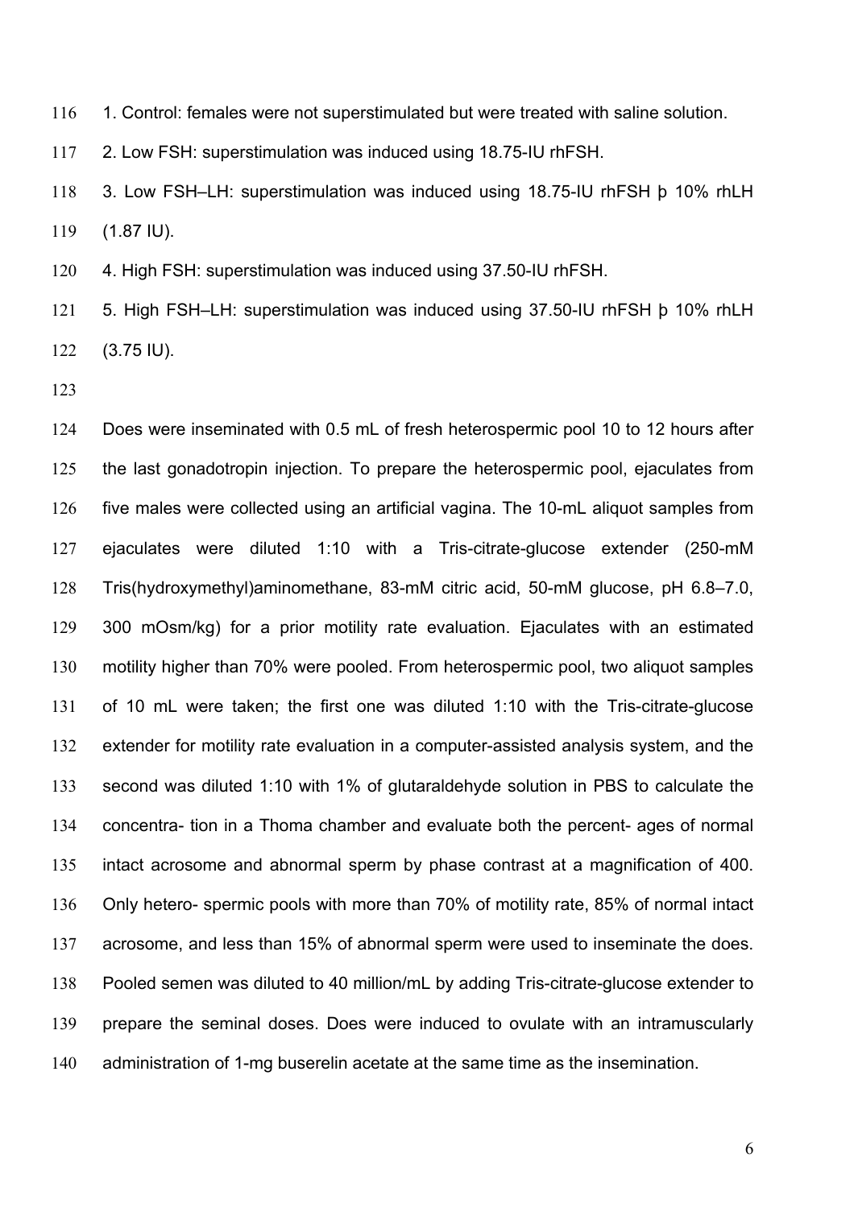1. Control: females were not superstimulated but were treated with saline solution.
2. Low FSH: superstimulation was induced using 18.75-IU rhFSH.
3. Low FSH–LH: superstimulation was induced using 18.75-IU rhFSH þ 10% rhLH (1.87 IU).
4. High FSH: superstimulation was induced using 37.50-IU rhFSH.
5. High FSH–LH: superstimulation was induced using 37.50-IU rhFSH þ 10% rhLH (3.75 IU).

Does were inseminated with 0.5 mL of fresh heterospermic pool 10 to 12 hours after the last gonadotropin injection. To prepare the heterospermic pool, ejaculates from five males were collected using an artificial vagina. The 10-mL aliquot samples from ejaculates were diluted 1:10 with a Tris-citrate-glucose extender (250-mM Tris(hydroxymethyl)aminomethane, 83-mM citric acid, 50-mM glucose, pH 6.8–7.0, 300 mOsm/kg) for a prior motility rate evaluation. Ejaculates with an estimated motility higher than 70% were pooled. From heterospermic pool, two aliquot samples of 10 mL were taken; the first one was diluted 1:10 with the Tris-citrate-glucose extender for motility rate evaluation in a computer-assisted analysis system, and the second was diluted 1:10 with 1% of glutaraldehyde solution in PBS to calculate the concentra- tion in a Thoma chamber and evaluate both the percent- ages of normal intact acrosome and abnormal sperm by phase contrast at a magnification of 400. Only hetero- spermic pools with more than 70% of motility rate, 85% of normal intact acrosome, and less than 15% of abnormal sperm were used to inseminate the does. Pooled semen was diluted to 40 million/mL by adding Tris-citrate-glucose extender to prepare the seminal doses. Does were induced to ovulate with an intramuscularly administration of 1-mg buserelin acetate at the same time as the insemination.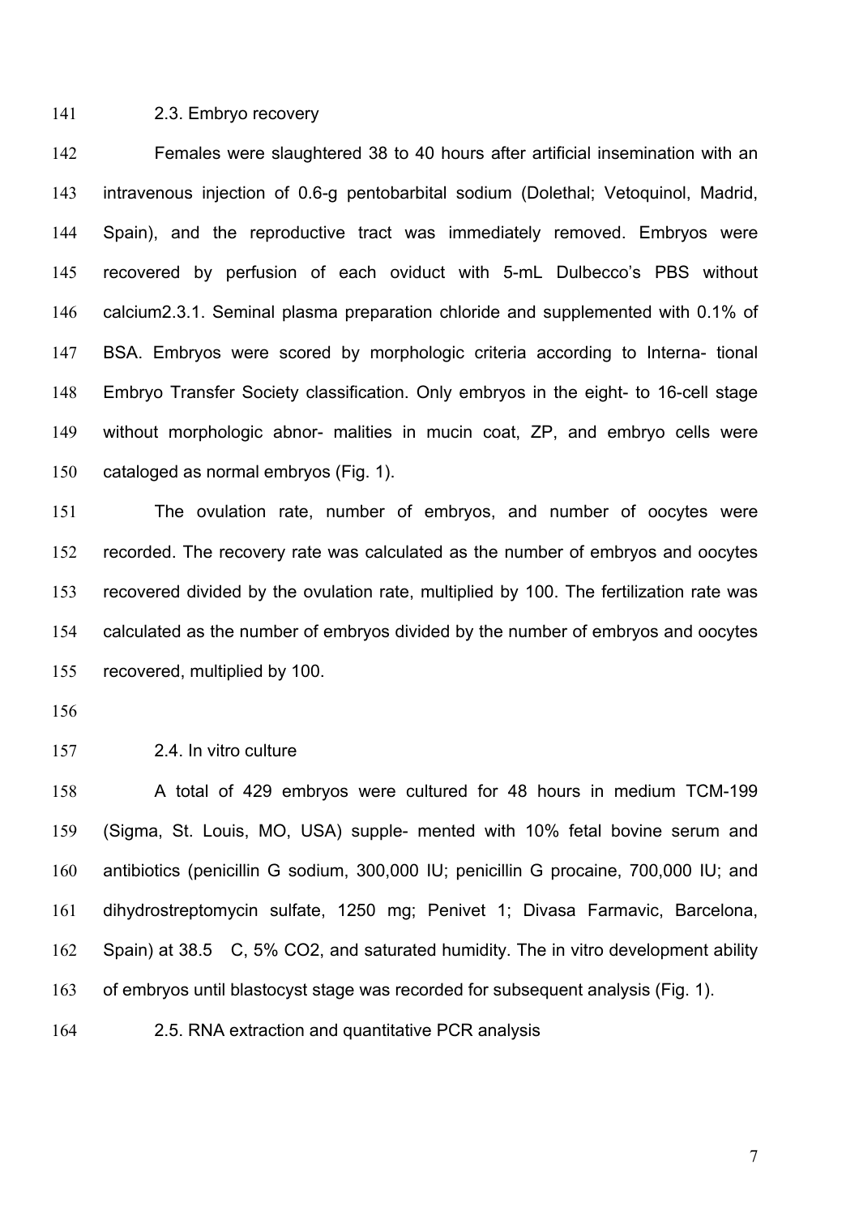### 2.3. Embryo recovery

Females were slaughtered 38 to 40 hours after artificial insemination with an intravenous injection of 0.6-g pentobarbital sodium (Dolethal; Vetoquinol, Madrid, Spain), and the reproductive tract was immediately removed. Embryos were recovered by perfusion of each oviduct with 5-mL Dulbecco's PBS without calcium2.3.1. Seminal plasma preparation chloride and supplemented with 0.1% of BSA. Embryos were scored by morphologic criteria according to Interna- tional Embryo Transfer Society classification. Only embryos in the eight- to 16-cell stage without morphologic abnor- malities in mucin coat, ZP, and embryo cells were cataloged as normal embryos (Fig. 1).

The ovulation rate, number of embryos, and number of oocytes were recorded. The recovery rate was calculated as the number of embryos and oocytes recovered divided by the ovulation rate, multiplied by 100. The fertilization rate was calculated as the number of embryos divided by the number of embryos and oocytes recovered, multiplied by 100.

### 2.4. In vitro culture

A total of 429 embryos were cultured for 48 hours in medium TCM-199 (Sigma, St. Louis, MO, USA) supple- mented with 10% fetal bovine serum and antibiotics (penicillin G sodium, 300,000 IU; penicillin G procaine, 700,000 IU; and dihydrostreptomycin sulfate, 1250 mg; Penivet 1; Divasa Farmavic, Barcelona, Spain) at 38.5 C, 5% $CO_2$, and saturated humidity. The in vitro development ability of embryos until blastocyst stage was recorded for subsequent analysis (Fig. 1).

### 2.5. RNA extraction and quantitative PCR analysis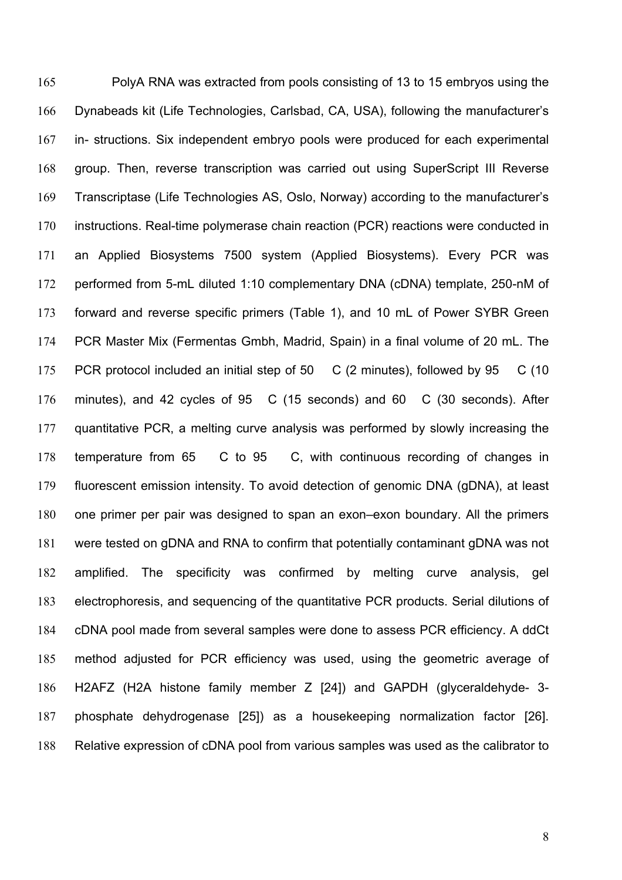PolyA RNA was extracted from pools consisting of 13 to 15 embryos using the Dynabeads kit (Life Technologies, Carlsbad, CA, USA), following the manufacturer's in- structions. Six independent embryo pools were produced for each experimental group. Then, reverse transcription was carried out using SuperScript III Reverse Transcriptase (Life Technologies AS, Oslo, Norway) according to the manufacturer's instructions. Real-time polymerase chain reaction (PCR) reactions were conducted in an Applied Biosystems 7500 system (Applied Biosystems). Every PCR was performed from 5-mL diluted 1:10 complementary DNA (cDNA) template, 250-nM of forward and reverse specific primers (Table 1), and 10 mL of Power SYBR Green PCR Master Mix (Fermentas Gmbh, Madrid, Spain) in a final volume of 20 mL. The PCR protocol included an initial step of 50 C (2 minutes), followed by 95 C (10 minutes), and 42 cycles of 95 C (15 seconds) and 60 C (30 seconds). After quantitative PCR, a melting curve analysis was performed by slowly increasing the temperature from 65 C to 95 C, with continuous recording of changes in fluorescent emission intensity. To avoid detection of genomic DNA (gDNA), at least one primer per pair was designed to span an exon–exon boundary. All the primers were tested on gDNA and RNA to confirm that potentially contaminant gDNA was not amplified. The specificity was confirmed by melting curve analysis, gel electrophoresis, and sequencing of the quantitative PCR products. Serial dilutions of cDNA pool made from several samples were done to assess PCR efficiency. A ddCt method adjusted for PCR efficiency was used, using the geometric average of H2AFZ (H2A histone family member Z [24]) and GAPDH (glyceraldehyde- 3-phosphate dehydrogenase [25]) as a housekeeping normalization factor [26]. Relative expression of cDNA pool from various samples was used as the calibrator to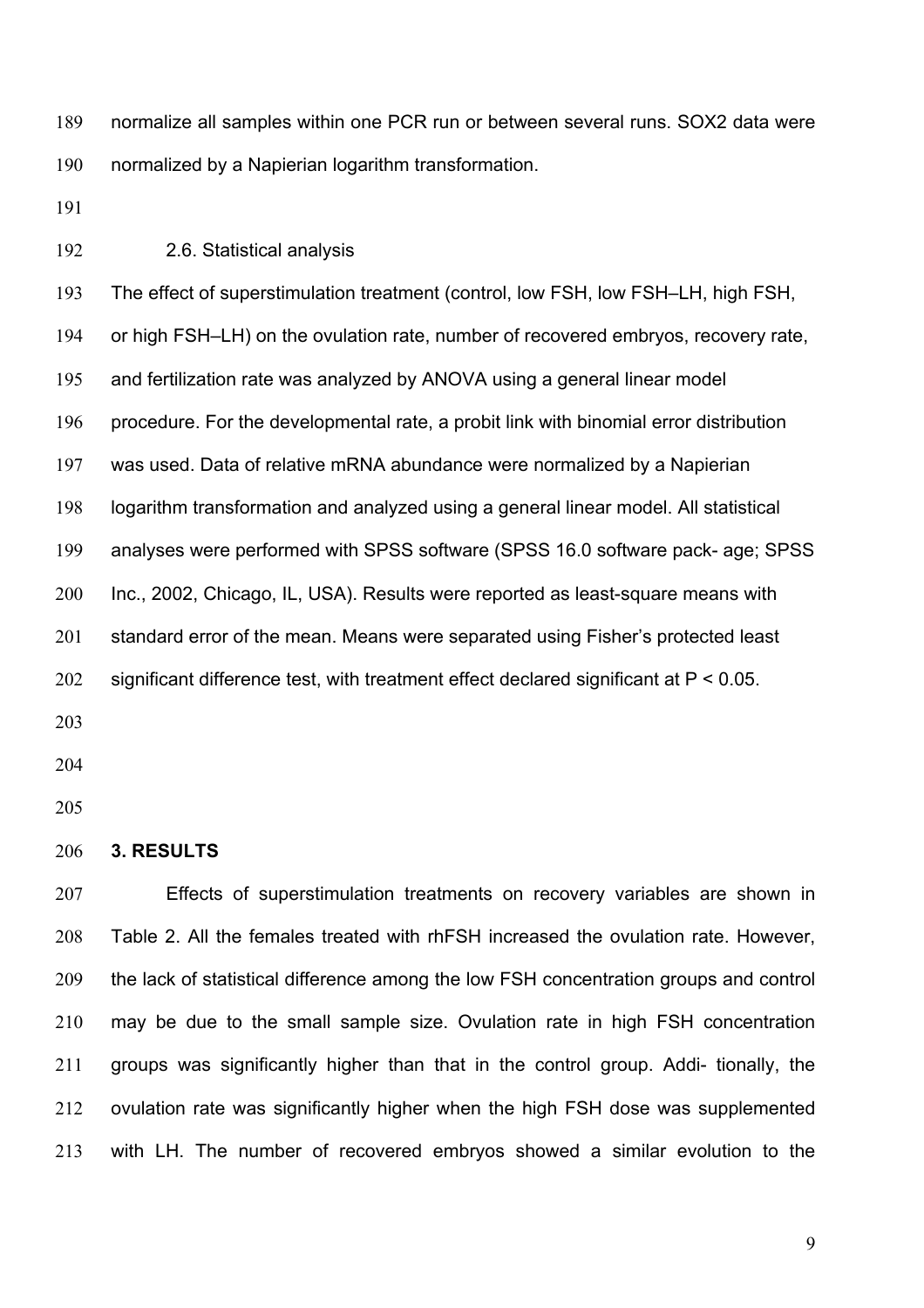normalize all samples within one PCR run or between several runs. SOX2 data were normalized by a Napierian logarithm transformation.

### 2.6. Statistical analysis

The effect of superstimulation treatment (control, low FSH, low FSH–LH, high FSH, or high FSH–LH) on the ovulation rate, number of recovered embryos, recovery rate, and fertilization rate was analyzed by ANOVA using a general linear model procedure. For the developmental rate, a probit link with binomial error distribution was used. Data of relative mRNA abundance were normalized by a Napierian logarithm transformation and analyzed using a general linear model. All statistical analyses were performed with SPSS software (SPSS 16.0 software pack- age; SPSS Inc., 2002, Chicago, IL, USA). Results were reported as least-square means with standard error of the mean. Means were separated using Fisher's protected least significant difference test, with treatment effect declared significant at $P < 0.05$.

## 3. RESULTS

Effects of superstimulation treatments on recovery variables are shown in Table 2. All the females treated with rhFSH increased the ovulation rate. However, the lack of statistical difference among the low FSH concentration groups and control may be due to the small sample size. Ovulation rate in high FSH concentration groups was significantly higher than that in the control group. Addi- tionally, the ovulation rate was significantly higher when the high FSH dose was supplemented with LH. The number of recovered embryos showed a similar evolution to the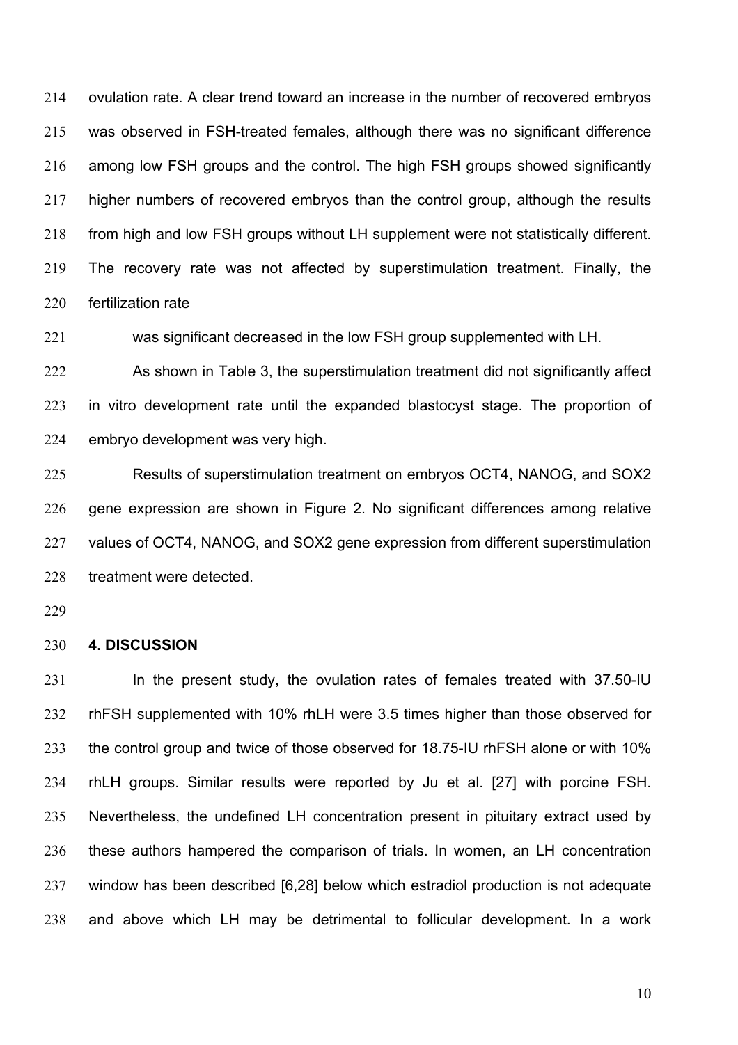ovulation rate. A clear trend toward an increase in the number of recovered embryos was observed in FSH-treated females, although there was no significant difference among low FSH groups and the control. The high FSH groups showed significantly higher numbers of recovered embryos than the control group, although the results from high and low FSH groups without LH supplement were not statistically different. The recovery rate was not affected by superstimulation treatment. Finally, the fertilization rate

was significant decreased in the low FSH group supplemented with LH.

As shown in Table 3, the superstimulation treatment did not significantly affect in vitro development rate until the expanded blastocyst stage. The proportion of embryo development was very high.

Results of superstimulation treatment on embryos OCT4, NANOG, and SOX2 gene expression are shown in Figure 2. No significant differences among relative values of OCT4, NANOG, and SOX2 gene expression from different superstimulation treatment were detected.

## 4. DISCUSSION

In the present study, the ovulation rates of females treated with 37.50-IU rhFSH supplemented with 10% rhLH were 3.5 times higher than those observed for the control group and twice of those observed for 18.75-IU rhFSH alone or with 10% rhLH groups. Similar results were reported by Ju et al. [27] with porcine FSH. Nevertheless, the undefined LH concentration present in pituitary extract used by these authors hampered the comparison of trials. In women, an LH concentration window has been described [6,28] below which estradiol production is not adequate and above which LH may be detrimental to follicular development. In a work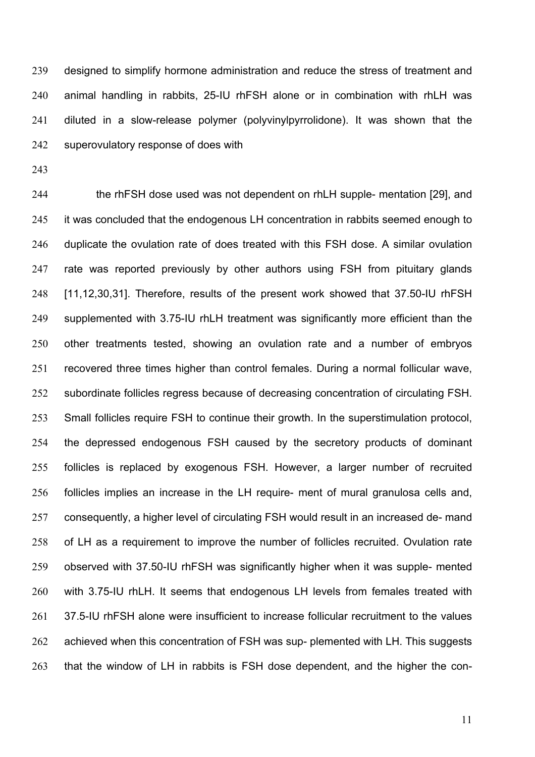designed to simplify hormone administration and reduce the stress of treatment and animal handling in rabbits, 25-IU rhFSH alone or in combination with rhLH was diluted in a slow-release polymer (polyvinylpyrrolidone). It was shown that the superovulatory response of does with

the rhFSH dose used was not dependent on rhLH supple- mentation [29], and it was concluded that the endogenous LH concentration in rabbits seemed enough to duplicate the ovulation rate of does treated with this FSH dose. A similar ovulation rate was reported previously by other authors using FSH from pituitary glands [11,12,30,31]. Therefore, results of the present work showed that 37.50-IU rhFSH supplemented with 3.75-IU rhLH treatment was significantly more efficient than the other treatments tested, showing an ovulation rate and a number of embryos recovered three times higher than control females. During a normal follicular wave, subordinate follicles regress because of decreasing concentration of circulating FSH. Small follicles require FSH to continue their growth. In the superstimulation protocol, the depressed endogenous FSH caused by the secretory products of dominant follicles is replaced by exogenous FSH. However, a larger number of recruited follicles implies an increase in the LH require- ment of mural granulosa cells and, consequently, a higher level of circulating FSH would result in an increased de- mand of LH as a requirement to improve the number of follicles recruited. Ovulation rate observed with 37.50-IU rhFSH was significantly higher when it was supple- mented with 3.75-IU rhLH. It seems that endogenous LH levels from females treated with 37.5-IU rhFSH alone were insufficient to increase follicular recruitment to the values achieved when this concentration of FSH was sup- plemented with LH. This suggests that the window of LH in rabbits is FSH dose dependent, and the higher the con-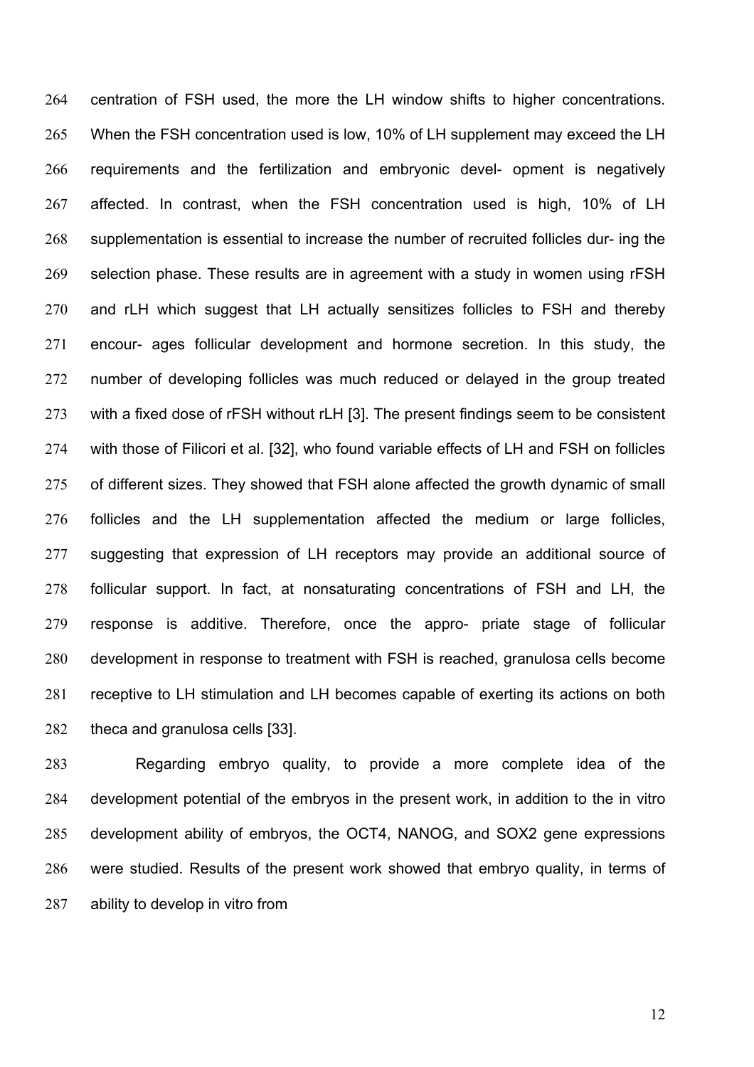centration of FSH used, the more the LH window shifts to higher concentrations. When the FSH concentration used is low, 10% of LH supplement may exceed the LH requirements and the fertilization and embryonic devel- opment is negatively affected. In contrast, when the FSH concentration used is high, 10% of LH supplementation is essential to increase the number of recruited follicles dur- ing the selection phase. These results are in agreement with a study in women using rFSH and rLH which suggest that LH actually sensitizes follicles to FSH and thereby encour- ages follicular development and hormone secretion. In this study, the number of developing follicles was much reduced or delayed in the group treated with a fixed dose of rFSH without rLH [3]. The present findings seem to be consistent with those of Filicori et al. [32], who found variable effects of LH and FSH on follicles of different sizes. They showed that FSH alone affected the growth dynamic of small follicles and the LH supplementation affected the medium or large follicles, suggesting that expression of LH receptors may provide an additional source of follicular support. In fact, at nonsaturating concentrations of FSH and LH, the response is additive. Therefore, once the appro- priate stage of follicular development in response to treatment with FSH is reached, granulosa cells become receptive to LH stimulation and LH becomes capable of exerting its actions on both theca and granulosa cells [33].

Regarding embryo quality, to provide a more complete idea of the development potential of the embryos in the present work, in addition to the in vitro development ability of embryos, the OCT4, NANOG, and SOX2 gene expressions were studied. Results of the present work showed that embryo quality, in terms of ability to develop in vitro from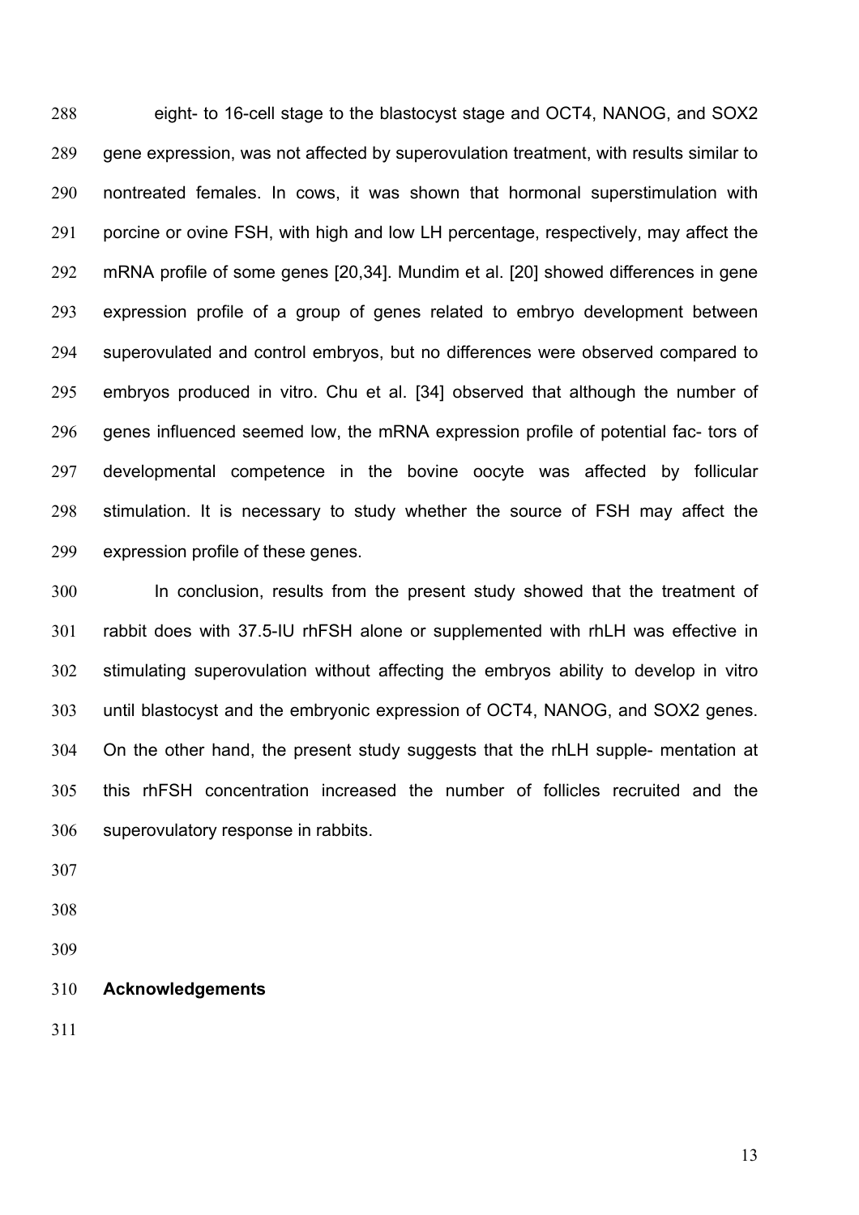eight- to 16-cell stage to the blastocyst stage and OCT4, NANOG, and SOX2 gene expression, was not affected by superovulation treatment, with results similar to nontreated females. In cows, it was shown that hormonal superstimulation with porcine or ovine FSH, with high and low LH percentage, respectively, may affect the mRNA profile of some genes [20,34]. Mundim et al. [20] showed differences in gene expression profile of a group of genes related to embryo development between superovulated and control embryos, but no differences were observed compared to embryos produced in vitro. Chu et al. [34] observed that although the number of genes influenced seemed low, the mRNA expression profile of potential fac- tors of developmental competence in the bovine oocyte was affected by follicular stimulation. It is necessary to study whether the source of FSH may affect the expression profile of these genes.

In conclusion, results from the present study showed that the treatment of rabbit does with 37.5-IU rhFSH alone or supplemented with rhLH was effective in stimulating superovulation without affecting the embryos ability to develop in vitro until blastocyst and the embryonic expression of OCT4, NANOG, and SOX2 genes. On the other hand, the present study suggests that the rhLH supple- mentation at this rhFSH concentration increased the number of follicles recruited and the superovulatory response in rabbits.

**Acknowledgements**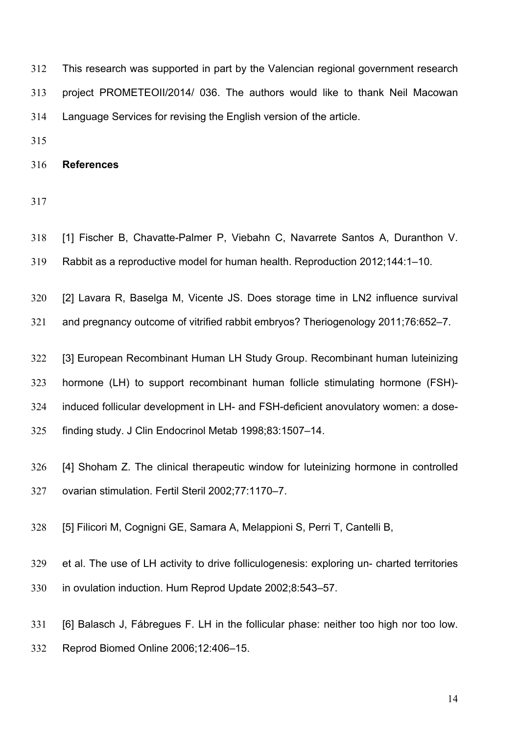This research was supported in part by the Valencian regional government research project PROMETEOII/2014/ 036. The authors would like to thank Neil Macowan Language Services for revising the English version of the article.

## References

[1] Fischer B, Chavatte-Palmer P, Viebahn C, Navarrete Santos A, Duranthon V. Rabbit as a reproductive model for human health. Reproduction 2012;144:1–10.

[2] Lavara R, Baselga M, Vicente JS. Does storage time in LN2 influence survival and pregnancy outcome of vitrified rabbit embryos? Theriogenology 2011;76:652–7.

[3] European Recombinant Human LH Study Group. Recombinant human luteinizing hormone (LH) to support recombinant human follicle stimulating hormone (FSH)-induced follicular development in LH- and FSH-deficient anovulatory women: a dose-finding study. J Clin Endocrinol Metab 1998;83:1507–14.

[4] Shoham Z. The clinical therapeutic window for luteinizing hormone in controlled ovarian stimulation. Fertil Steril 2002;77:1170–7.

[5] Filicori M, Cognigni GE, Samara A, Melappioni S, Perri T, Cantelli B,

et al. The use of LH activity to drive folliculogenesis: exploring un- charted territories in ovulation induction. Hum Reprod Update 2002;8:543–57.

[6] Balasch J, Fábregues F. LH in the follicular phase: neither too high nor too low. Reprod Biomed Online 2006;12:406–15.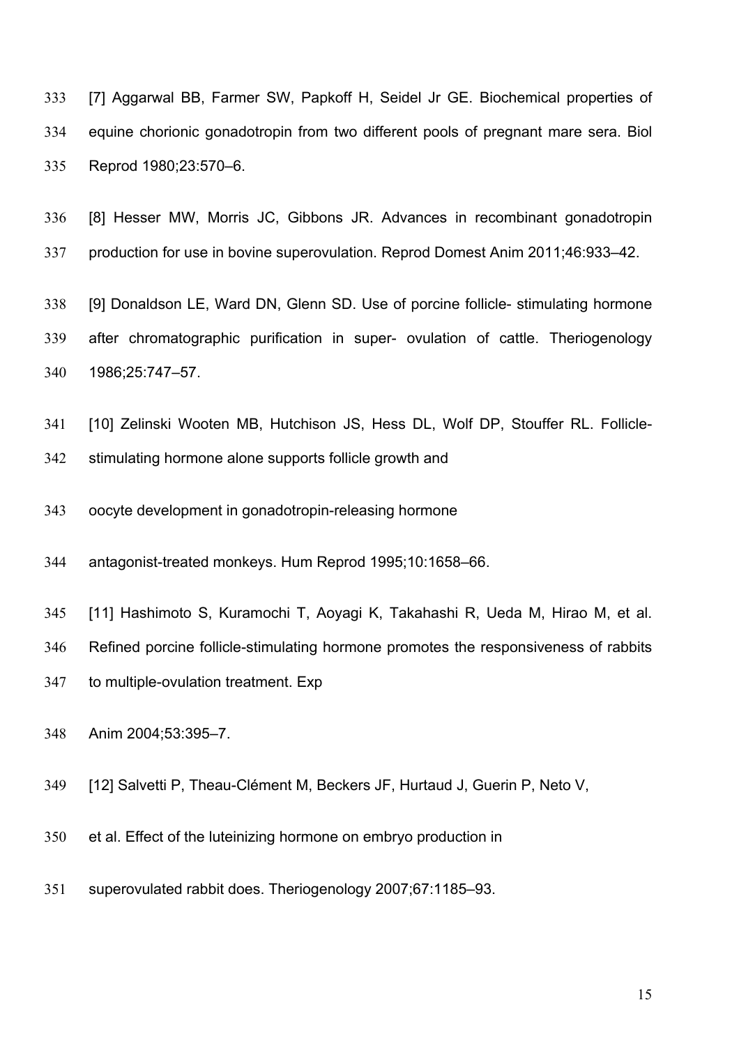[7] Aggarwal BB, Farmer SW, Papkoff H, Seidel Jr GE. Biochemical properties of equine chorionic gonadotropin from two different pools of pregnant mare sera. Biol Reprod 1980;23:570–6.

[8] Hesser MW, Morris JC, Gibbons JR. Advances in recombinant gonadotropin production for use in bovine superovulation. Reprod Domest Anim 2011;46:933–42.

[9] Donaldson LE, Ward DN, Glenn SD. Use of porcine follicle- stimulating hormone after chromatographic purification in super- ovulation of cattle. Theriogenology 1986;25:747–57.

[10] Zelinski Wooten MB, Hutchison JS, Hess DL, Wolf DP, Stouffer RL. Follicle-stimulating hormone alone supports follicle growth and oocyte development in gonadotropin-releasing hormone antagonist-treated monkeys. Hum Reprod 1995;10:1658–66.

[11] Hashimoto S, Kuramochi T, Aoyagi K, Takahashi R, Ueda M, Hirao M, et al. Refined porcine follicle-stimulating hormone promotes the responsiveness of rabbits to multiple-ovulation treatment. Exp Anim 2004;53:395–7.

[12] Salvetti P, Theau-Clément M, Beckers JF, Hurtaud J, Guerin P, Neto V, et al. Effect of the luteinizing hormone on embryo production in superovulated rabbit does. Theriogenology 2007;67:1185–93.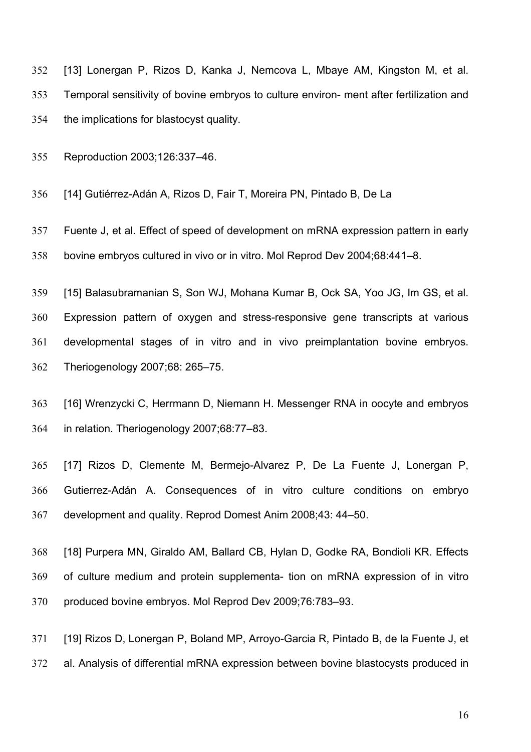[13] Lonergan P, Rizos D, Kanka J, Nemcova L, Mbaye AM, Kingston M, et al. Temporal sensitivity of bovine embryos to culture environ- ment after fertilization and the implications for blastocyst quality.

Reproduction 2003;126:337–46.

[14] Gutiérrez-Adán A, Rizos D, Fair T, Moreira PN, Pintado B, De La

Fuente J, et al. Effect of speed of development on mRNA expression pattern in early bovine embryos cultured in vivo or in vitro. Mol Reprod Dev 2004;68:441–8.

[15] Balasubramanian S, Son WJ, Mohana Kumar B, Ock SA, Yoo JG, Im GS, et al. Expression pattern of oxygen and stress-responsive gene transcripts at various developmental stages of in vitro and in vivo preimplantation bovine embryos. Theriogenology 2007;68: 265–75.

[16] Wrenzycki C, Herrmann D, Niemann H. Messenger RNA in oocyte and embryos in relation. Theriogenology 2007;68:77–83.

[17] Rizos D, Clemente M, Bermejo-Alvarez P, De La Fuente J, Lonergan P, Gutierrez-Adán A. Consequences of in vitro culture conditions on embryo development and quality. Reprod Domest Anim 2008;43: 44–50.

[18] Purpera MN, Giraldo AM, Ballard CB, Hylan D, Godke RA, Bondioli KR. Effects of culture medium and protein supplementa- tion on mRNA expression of in vitro produced bovine embryos. Mol Reprod Dev 2009;76:783–93.

[19] Rizos D, Lonergan P, Boland MP, Arroyo-Garcia R, Pintado B, de la Fuente J, et al. Analysis of differential mRNA expression between bovine blastocysts produced in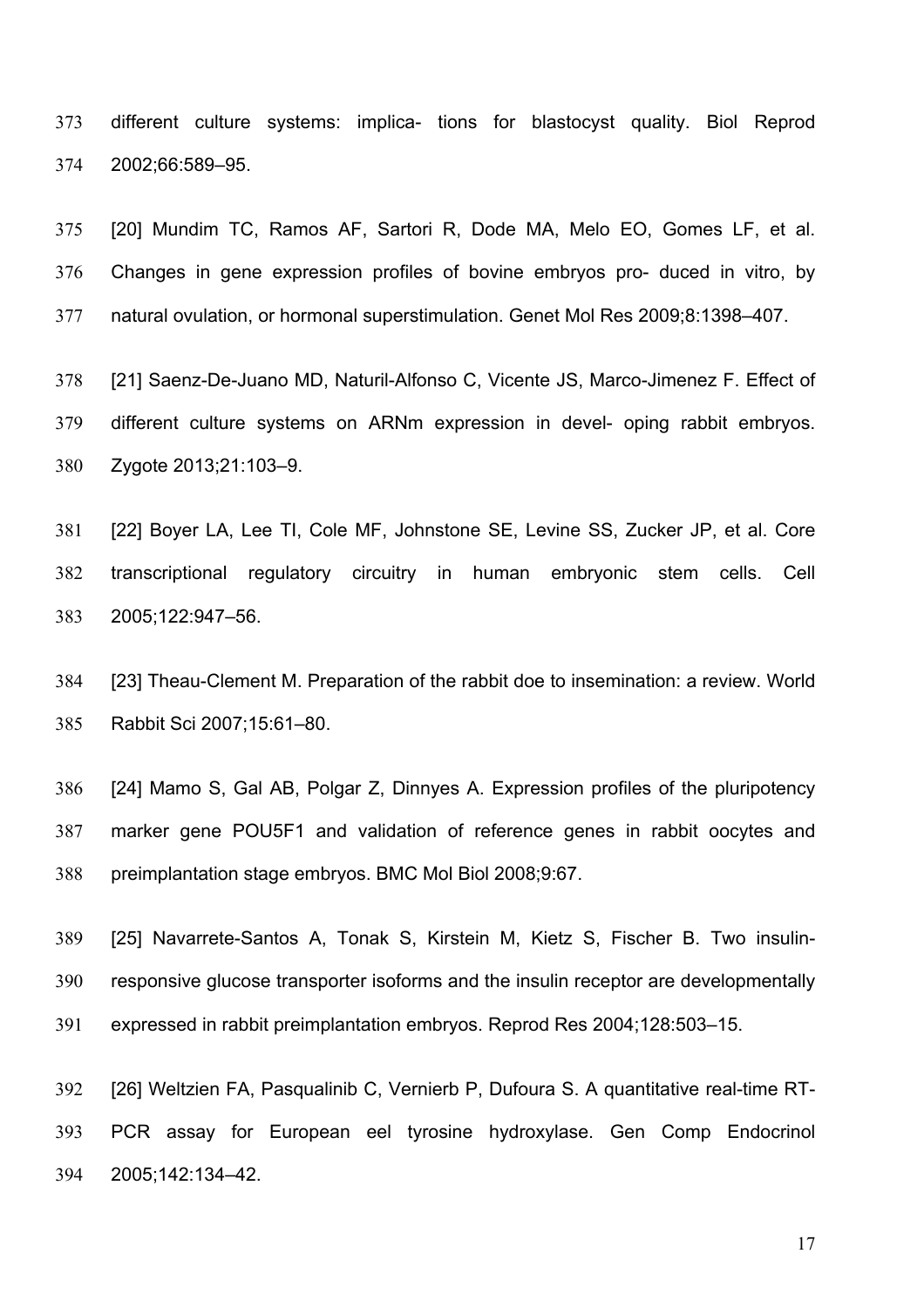different culture systems: implica- tions for blastocyst quality. Biol Reprod 2002;66:589–95.

[20] Mundim TC, Ramos AF, Sartori R, Dode MA, Melo EO, Gomes LF, et al. Changes in gene expression profiles of bovine embryos pro- duced in vitro, by natural ovulation, or hormonal superstimulation. Genet Mol Res 2009;8:1398–407.

[21] Saenz-De-Juano MD, Naturil-Alfonso C, Vicente JS, Marco-Jimenez F. Effect of different culture systems on ARNm expression in devel- oping rabbit embryos. Zygote 2013;21:103–9.

[22] Boyer LA, Lee TI, Cole MF, Johnstone SE, Levine SS, Zucker JP, et al. Core transcriptional regulatory circuitry in human embryonic stem cells. Cell 2005;122:947–56.

[23] Theau-Clement M. Preparation of the rabbit doe to insemination: a review. World Rabbit Sci 2007;15:61–80.

[24] Mamo S, Gal AB, Polgar Z, Dinnyes A. Expression profiles of the pluripotency marker gene POU5F1 and validation of reference genes in rabbit oocytes and preimplantation stage embryos. BMC Mol Biol 2008;9:67.

[25] Navarrete-Santos A, Tonak S, Kirstein M, Kietz S, Fischer B. Two insulin-responsive glucose transporter isoforms and the insulin receptor are developmentally expressed in rabbit preimplantation embryos. Reprod Res 2004;128:503–15.

[26] Weltzien FA, Pasqualinib C, Vernierb P, Dufoura S. A quantitative real-time RT-PCR assay for European eel tyrosine hydroxylase. Gen Comp Endocrinol 2005;142:134–42.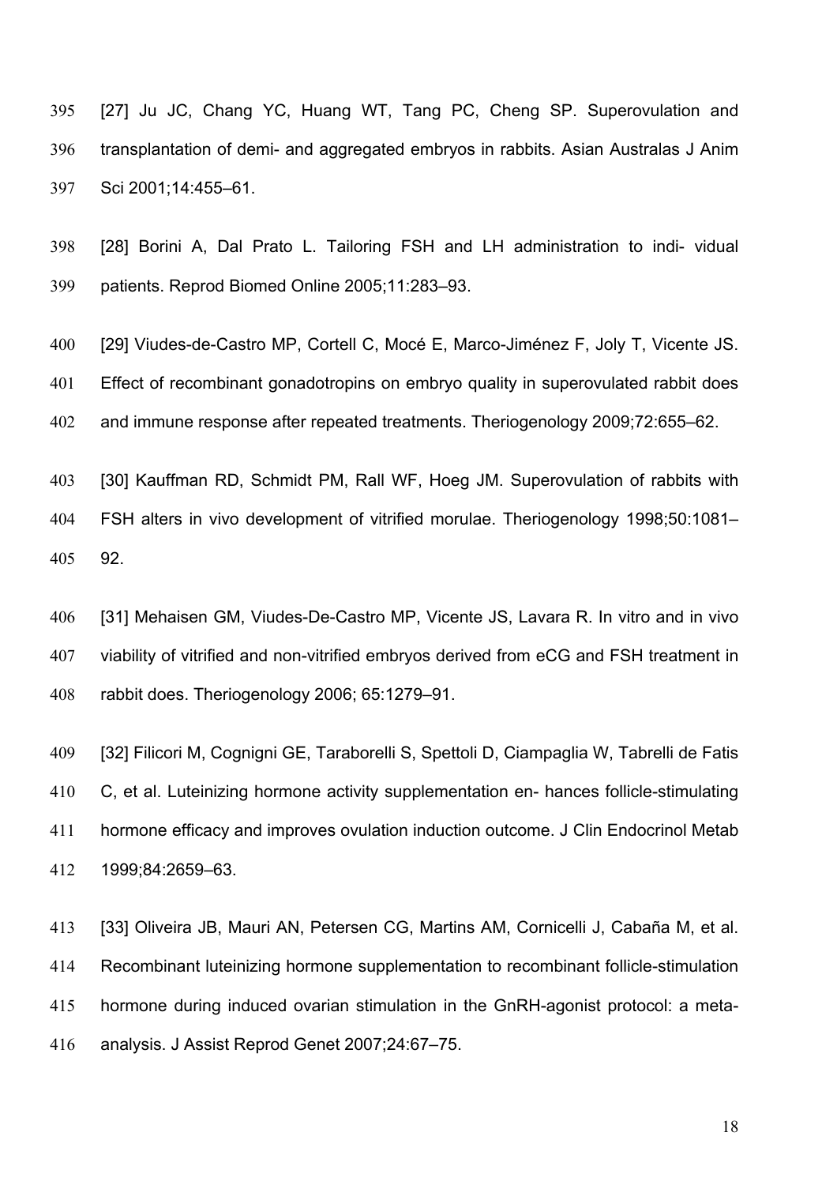[27] Ju JC, Chang YC, Huang WT, Tang PC, Cheng SP. Superovulation and transplantation of demi- and aggregated embryos in rabbits. Asian Australas J Anim Sci 2001;14:455–61.

[28] Borini A, Dal Prato L. Tailoring FSH and LH administration to indi- vidual patients. Reprod Biomed Online 2005;11:283–93.

[29] Viudes-de-Castro MP, Cortell C, Mocé E, Marco-Jiménez F, Joly T, Vicente JS. Effect of recombinant gonadotropins on embryo quality in superovulated rabbit does and immune response after repeated treatments. Theriogenology 2009;72:655–62.

[30] Kauffman RD, Schmidt PM, Rall WF, Hoeg JM. Superovulation of rabbits with FSH alters in vivo development of vitrified morulae. Theriogenology 1998;50:1081–92.

[31] Mehaisen GM, Viudes-De-Castro MP, Vicente JS, Lavara R. In vitro and in vivo viability of vitrified and non-vitrified embryos derived from eCG and FSH treatment in rabbit does. Theriogenology 2006; 65:1279–91.

[32] Filicori M, Cognigni GE, Taraborelli S, Spettoli D, Ciampaglia W, Tabrelli de Fatis C, et al. Luteinizing hormone activity supplementation en- hances follicle-stimulating hormone efficacy and improves ovulation induction outcome. J Clin Endocrinol Metab 1999;84:2659–63.

[33] Oliveira JB, Mauri AN, Petersen CG, Martins AM, Cornicelli J, Cabaña M, et al. Recombinant luteinizing hormone supplementation to recombinant follicle-stimulation hormone during induced ovarian stimulation in the GnRH-agonist protocol: a meta-analysis. J Assist Reprod Genet 2007;24:67–75.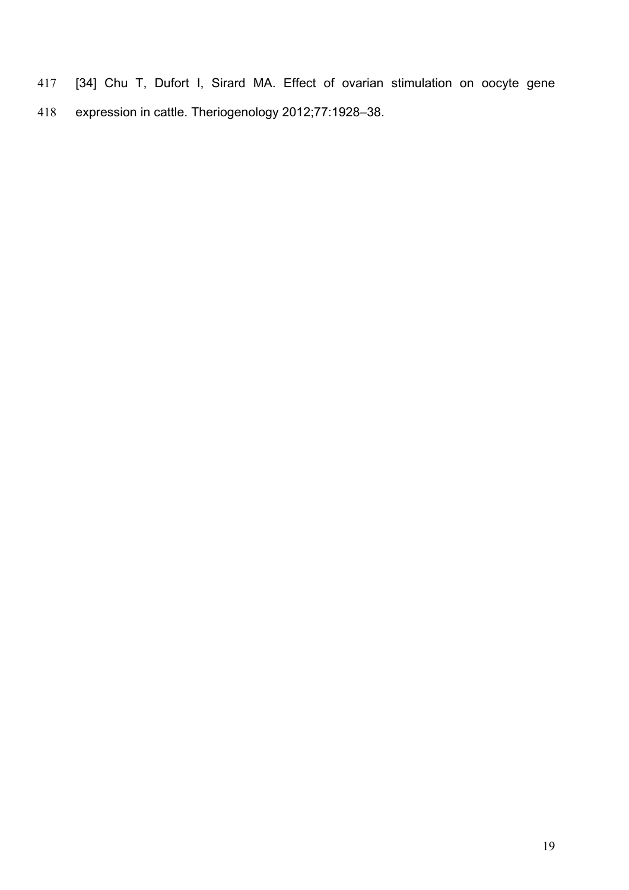[34] Chu T, Dufort I, Sirard MA. Effect of ovarian stimulation on oocyte gene expression in cattle. Theriogenology 2012;77:1928–38.